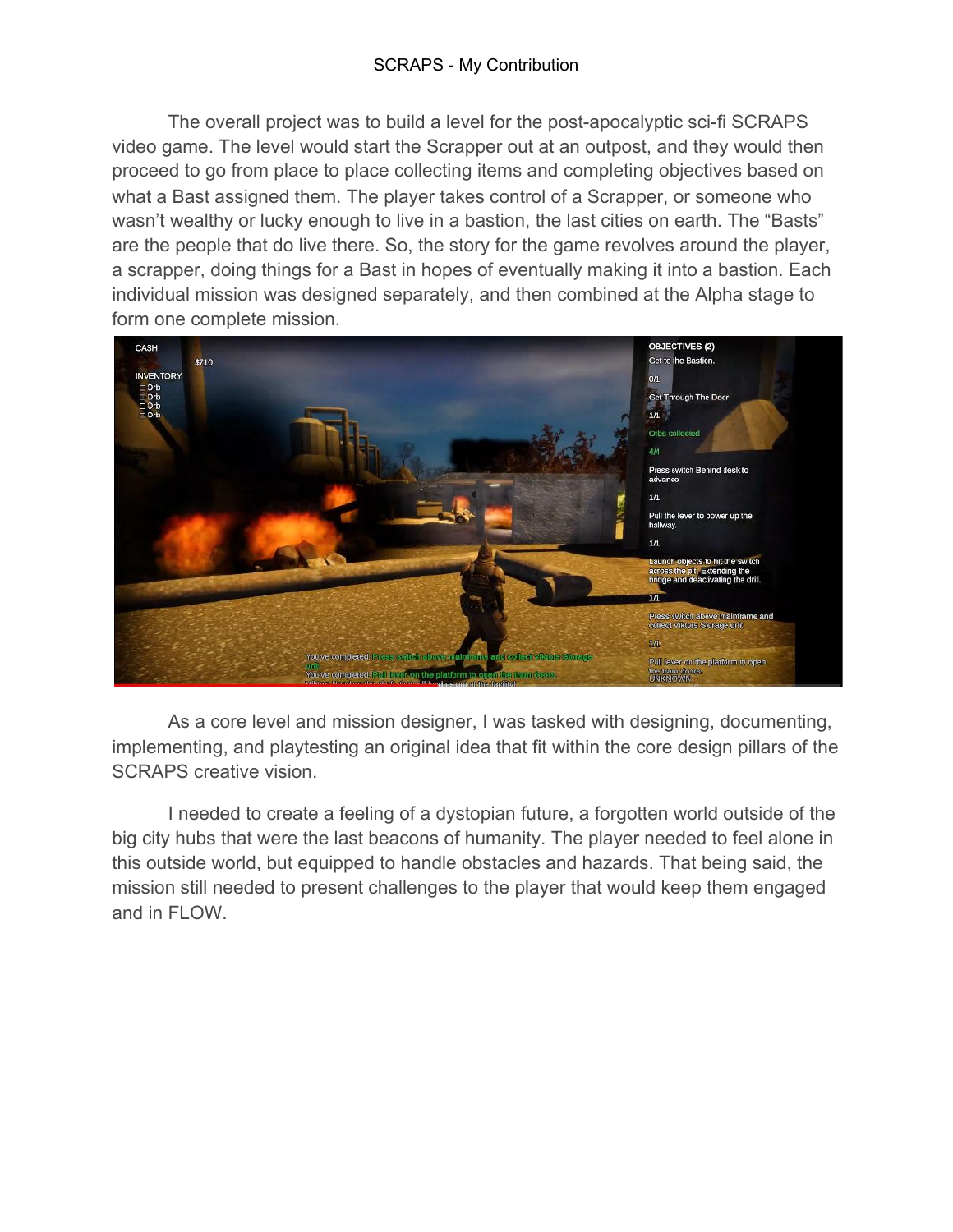# SCRAPS - My Contribution

The overall project was to build a level for the post-apocalyptic sci-fi SCRAPS video game. The level would start the Scrapper out at an outpost, and they would then proceed to go from place to place collecting items and completing objectives based on what a Bast assigned them. The player takes control of a Scrapper, or someone who wasn't wealthy or lucky enough to live in a bastion, the last cities on earth. The "Basts" are the people that do live there. So, the story for the game revolves around the player, a scrapper, doing things for a Bast in hopes of eventually making it into a bastion. Each individual mission was designed separately, and then combined at the Alpha stage to form one complete mission.

As a core level and mission designer, I was tasked with designing, documenting, implementing, and playtesting an original idea that fit within the core design pillars of the SCRAPS creative vision.

I needed to create a feeling of a dystopian future, a forgotten world outside of the big city hubs that were the last beacons of humanity. The player needed to feel alone in this outside world, but equipped to handle obstacles and hazards. That being said, the mission still needed to present challenges to the player that would keep them engaged and in FLOW.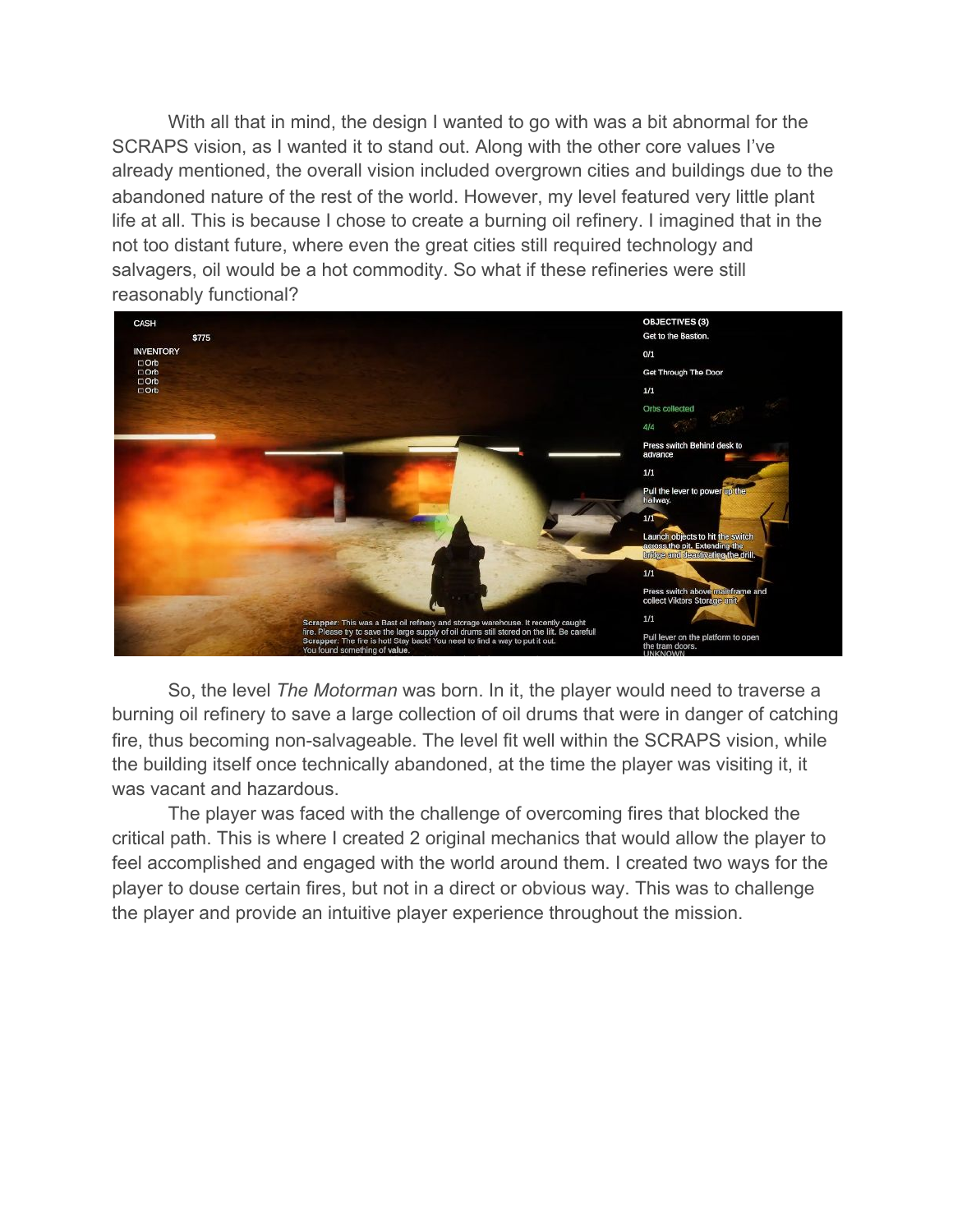With all that in mind, the design I wanted to go with was a bit abnormal for the SCRAPS vision, as I wanted it to stand out. Along with the other core values I've already mentioned, the overall vision included overgrown cities and buildings due to the abandoned nature of the rest of the world. However, my level featured very little plant life at all. This is because I chose to create a burning oil refinery. I imagined that in the not too distant future, where even the great cities still required technology and salvagers, oil would be a hot commodity. So what if these refineries were still reasonably functional?

So, the level *The Motorman* was born. In it, the player would need to traverse a burning oil refinery to save a large collection of oil drums that were in danger of catching fire, thus becoming non-salvageable. The level fit well within the SCRAPS vision, while the building itself once technically abandoned, at the time the player was visiting it, it was vacant and hazardous.

The player was faced with the challenge of overcoming fires that blocked the critical path. This is where I created 2 original mechanics that would allow the player to feel accomplished and engaged with the world around them. I created two ways for the player to douse certain fires, but not in a direct or obvious way. This was to challenge the player and provide an intuitive player experience throughout the mission.